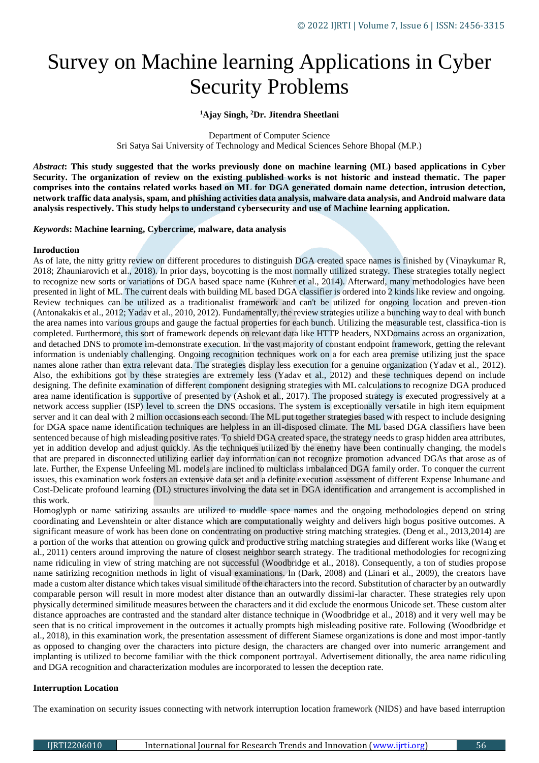# Survey on Machine learning Applications in Cyber Security Problems

**[1]Ajay Singh, [2]Dr. Jitendra Sheetlani**

Department of Computer Science
Sri Satya Sai University of Technology and Medical Sciences Sehore Bhopal (M.P.)

***Abstract*: This study suggested that the works previously done on machine learning (ML) based applications in Cyber Security. The organization of review on the existing published works is not historic and instead thematic. The paper comprises into the contains related works based on ML for DGA generated domain name detection, intrusion detection, network traffic data analysis, spam, and phishing activities data analysis, malware data analysis, and Android malware data analysis respectively. This study helps to understand cybersecurity and use of Machine learning application.**

***Keywords*: Machine learning, Cybercrime, malware, data analysis**

**Inroduction**

As of late, the nitty gritty review on different procedures to distinguish DGA created space names is finished by (Vinaykumar R, 2018; Zhauniarovich et al., 2018). In prior days, boycotting is the most normally utilized strategy. These strategies totally neglect to recognize new sorts or variations of DGA based space name (Kuhrer et al., 2014). Afterward, many methodologies have been presented in light of ML. The current deals with building ML based DGA classifier is ordered into 2 kinds like review and ongoing. Review techniques can be utilized as a traditionalist framework and can't be utilized for ongoing location and preven-tion (Antonakakis et al., 2012; Yadav et al., 2010, 2012). Fundamentally, the review strategies utilize a bunching way to deal with bunch the area names into various groups and gauge the factual properties for each bunch. Utilizing the measurable test, classifica-tion is completed. Furthermore, this sort of framework depends on relevant data like HTTP headers, NXDomains across an organization, and detached DNS to promote im-demonstrate execution. In the vast majority of constant endpoint framework, getting the relevant information is undeniably challenging. Ongoing recognition techniques work on a for each area premise utilizing just the space names alone rather than extra relevant data. The strategies display less execution for a genuine organization (Yadav et al., 2012). Also, the exhibitions got by these strategies are extremely less (Yadav et al., 2012) and these techniques depend on include designing. The definite examination of different component designing strategies with ML calculations to recognize DGA produced area name identification is supportive of presented by (Ashok et al., 2017). The proposed strategy is executed progressively at a network access supplier (ISP) level to screen the DNS occasions. The system is exceptionally versatile in high item equipment server and it can deal with 2 million occasions each second. The ML put together strategies based with respect to include designing for DGA space name identification techniques are helpless in an ill-disposed climate. The ML based DGA classifiers have been sentenced because of high misleading positive rates. To shield DGA created space, the strategy needs to grasp hidden area attributes, yet in addition develop and adjust quickly. As the techniques utilized by the enemy have been continually changing, the models that are prepared in disconnected utilizing earlier day information can not recognize promotion advanced DGAs that arose as of late. Further, the Expense Unfeeling ML models are inclined to multiclass imbalanced DGA family order. To conquer the current issues, this examination work fosters an extensive data set and a definite execution assessment of different Expense Inhumane and Cost-Delicate profound learning (DL) structures involving the data set in DGA identification and arrangement is accomplished in this work.

Homoglyph or name satirizing assaults are utilized to muddle space names and the ongoing methodologies depend on string coordinating and Levenshtein or alter distance which are computationally weighty and delivers high bogus positive outcomes. A significant measure of work has been done on concentrating on productive string matching strategies. (Deng et al., 2013,2014) are a portion of the works that attention on growing quick and productive string matching strategies and different works like (Wang et al., 2011) centers around improving the nature of closest neighbor search strategy. The traditional methodologies for recognizing name ridiculing in view of string matching are not successful (Woodbridge et al., 2018). Consequently, a ton of studies propose name satirizing recognition methods in light of visual examinations. In (Dark, 2008) and (Linari et al., 2009), the creators have made a custom alter distance which takes visual similitude of the characters into the record. Substitution of character by an outwardly comparable person will result in more modest alter distance than an outwardly dissimi-lar character. These strategies rely upon physically determined similitude measures between the characters and it did exclude the enormous Unicode set. These custom alter distance approaches are contrasted and the standard alter distance technique in (Woodbridge et al., 2018) and it very well may be seen that is no critical improvement in the outcomes it actually prompts high misleading positive rate. Following (Woodbridge et al., 2018), in this examination work, the presentation assessment of different Siamese organizations is done and most impor-tantly as opposed to changing over the characters into picture design, the characters are changed over into numeric arrangement and implanting is utilized to become familiar with the thick component portrayal. Advertisement ditionally, the area name ridiculing and DGA recognition and characterization modules are incorporated to lessen the deception rate.

**Interruption Location**

The examination on security issues connecting with network interruption location framework (NIDS) and have based interruption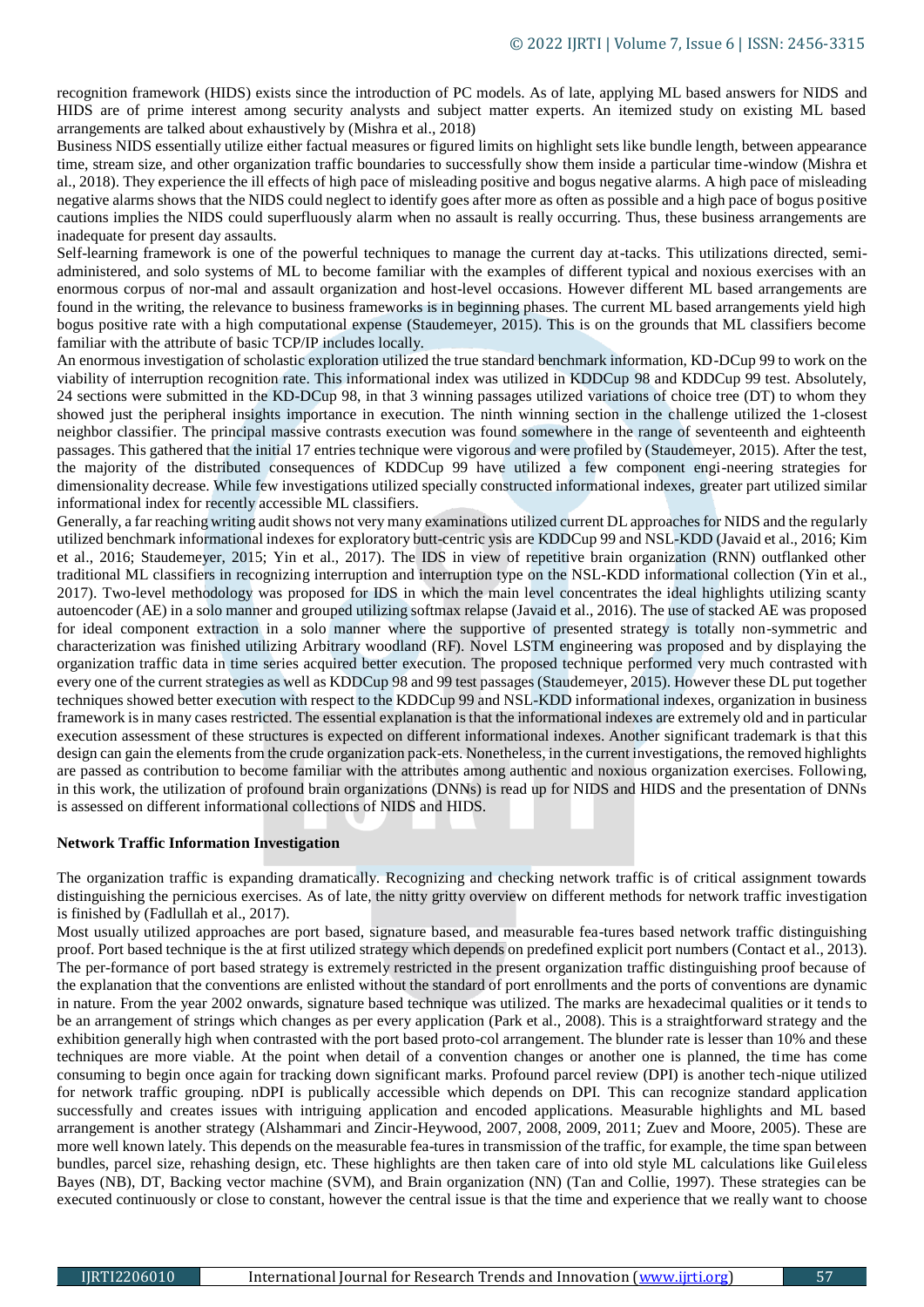recognition framework (HIDS) exists since the introduction of PC models. As of late, applying ML based answers for NIDS and HIDS are of prime interest among security analysts and subject matter experts. An itemized study on existing ML based arrangements are talked about exhaustively by (Mishra et al., 2018)

Business NIDS essentially utilize either factual measures or figured limits on highlight sets like bundle length, between appearance time, stream size, and other organization traffic boundaries to successfully show them inside a particular time-window (Mishra et al., 2018). They experience the ill effects of high pace of misleading positive and bogus negative alarms. A high pace of misleading negative alarms shows that the NIDS could neglect to identify goes after more as often as possible and a high pace of bogus positive cautions implies the NIDS could superfluously alarm when no assault is really occurring. Thus, these business arrangements are inadequate for present day assaults.

Self-learning framework is one of the powerful techniques to manage the current day at-tacks. This utilizations directed, semi-administered, and solo systems of ML to become familiar with the examples of different typical and noxious exercises with an enormous corpus of nor-mal and assault organization and host-level occasions. However different ML based arrangements are found in the writing, the relevance to business frameworks is in beginning phases. The current ML based arrangements yield high bogus positive rate with a high computational expense (Staudemeyer, 2015). This is on the grounds that ML classifiers become familiar with the attribute of basic TCP/IP includes locally.

An enormous investigation of scholastic exploration utilized the true standard benchmark information, KD-DCup 99 to work on the viability of interruption recognition rate. This informational index was utilized in KDDCup 98 and KDDCup 99 test. Absolutely, 24 sections were submitted in the KD-DCup 98, in that 3 winning passages utilized variations of choice tree (DT) to whom they showed just the peripheral insights importance in execution. The ninth winning section in the challenge utilized the 1-closest neighbor classifier. The principal massive contrasts execution was found somewhere in the range of seventeenth and eighteenth passages. This gathered that the initial 17 entries technique were vigorous and were profiled by (Staudemeyer, 2015). After the test, the majority of the distributed consequences of KDDCup 99 have utilized a few component engi-neering strategies for dimensionality decrease. While few investigations utilized specially constructed informational indexes, greater part utilized similar informational index for recently accessible ML classifiers.

Generally, a far reaching writing audit shows not very many examinations utilized current DL approaches for NIDS and the regularly utilized benchmark informational indexes for exploratory butt-centric ysis are KDDCup 99 and NSL-KDD (Javaid et al., 2016; Kim et al., 2016; Staudemeyer, 2015; Yin et al., 2017). The IDS in view of repetitive brain organization (RNN) outflanked other traditional ML classifiers in recognizing interruption and interruption type on the NSL-KDD informational collection (Yin et al., 2017). Two-level methodology was proposed for IDS in which the main level concentrates the ideal highlights utilizing scanty autoencoder (AE) in a solo manner and grouped utilizing softmax relapse (Javaid et al., 2016). The use of stacked AE was proposed for ideal component extraction in a solo manner where the supportive of presented strategy is totally non-symmetric and characterization was finished utilizing Arbitrary woodland (RF). Novel LSTM engineering was proposed and by displaying the organization traffic data in time series acquired better execution. The proposed technique performed very much contrasted with every one of the current strategies as well as KDDCup 98 and 99 test passages (Staudemeyer, 2015). However these DL put together techniques showed better execution with respect to the KDDCup 99 and NSL-KDD informational indexes, organization in business framework is in many cases restricted. The essential explanation is that the informational indexes are extremely old and in particular execution assessment of these structures is expected on different informational indexes. Another significant trademark is that this design can gain the elements from the crude organization pack-ets. Nonetheless, in the current investigations, the removed highlights are passed as contribution to become familiar with the attributes among authentic and noxious organization exercises. Following, in this work, the utilization of profound brain organizations (DNNs) is read up for NIDS and HIDS and the presentation of DNNs is assessed on different informational collections of NIDS and HIDS.

**Network Traffic Information Investigation**

The organization traffic is expanding dramatically. Recognizing and checking network traffic is of critical assignment towards distinguishing the pernicious exercises. As of late, the nitty gritty overview on different methods for network traffic investigation is finished by (Fadlullah et al., 2017).

Most usually utilized approaches are port based, signature based, and measurable fea-tures based network traffic distinguishing proof. Port based technique is the at first utilized strategy which depends on predefined explicit port numbers (Contact et al., 2013). The per-formance of port based strategy is extremely restricted in the present organization traffic distinguishing proof because of the explanation that the conventions are enlisted without the standard of port enrollments and the ports of conventions are dynamic in nature. From the year 2002 onwards, signature based technique was utilized. The marks are hexadecimal qualities or it tends to be an arrangement of strings which changes as per every application (Park et al., 2008). This is a straightforward strategy and the exhibition generally high when contrasted with the port based proto-col arrangement. The blunder rate is lesser than 10% and these techniques are more viable. At the point when detail of a convention changes or another one is planned, the time has come consuming to begin once again for tracking down significant marks. Profound parcel review (DPI) is another tech-nique utilized for network traffic grouping. nDPI is publically accessible which depends on DPI. This can recognize standard application successfully and creates issues with intriguing application and encoded applications. Measurable highlights and ML based arrangement is another strategy (Alshammari and Zincir-Heywood, 2007, 2008, 2009, 2011; Zuev and Moore, 2005). These are more well known lately. This depends on the measurable fea-tures in transmission of the traffic, for example, the time span between bundles, parcel size, rehashing design, etc. These highlights are then taken care of into old style ML calculations like Guileless Bayes (NB), DT, Backing vector machine (SVM), and Brain organization (NN) (Tan and Collie, 1997). These strategies can be executed continuously or close to constant, however the central issue is that the time and experience that we really want to choose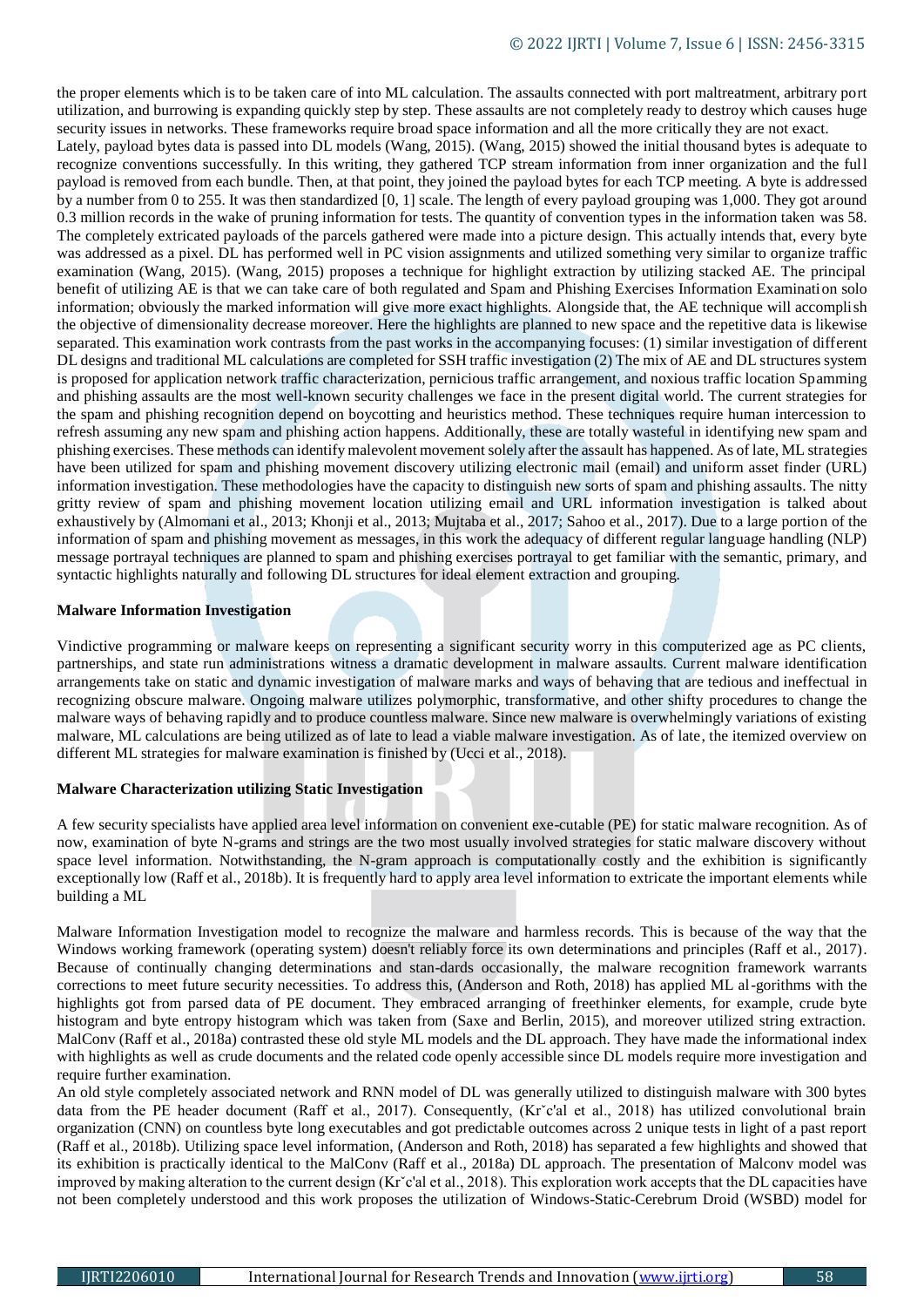the proper elements which is to be taken care of into ML calculation. The assaults connected with port maltreatment, arbitrary port utilization, and burrowing is expanding quickly step by step. These assaults are not completely ready to destroy which causes huge security issues in networks. These frameworks require broad space information and all the more critically they are not exact.

Lately, payload bytes data is passed into DL models (Wang, 2015). (Wang, 2015) showed the initial thousand bytes is adequate to recognize conventions successfully. In this writing, they gathered TCP stream information from inner organization and the full payload is removed from each bundle. Then, at that point, they joined the payload bytes for each TCP meeting. A byte is addressed by a number from 0 to 255. It was then standardized [0, 1] scale. The length of every payload grouping was 1,000. They got around 0.3 million records in the wake of pruning information for tests. The quantity of convention types in the information taken was 58. The completely extricated payloads of the parcels gathered were made into a picture design. This actually intends that, every byte was addressed as a pixel. DL has performed well in PC vision assignments and utilized something very similar to organize traffic examination (Wang, 2015). (Wang, 2015) proposes a technique for highlight extraction by utilizing stacked AE. The principal benefit of utilizing AE is that we can take care of both regulated and Spam and Phishing Exercises Information Examination solo information; obviously the marked information will give more exact highlights. Alongside that, the AE technique will accomplish the objective of dimensionality decrease moreover. Here the highlights are planned to new space and the repetitive data is likewise separated. This examination work contrasts from the past works in the accompanying focuses: (1) similar investigation of different DL designs and traditional ML calculations are completed for SSH traffic investigation (2) The mix of AE and DL structures system is proposed for application network traffic characterization, pernicious traffic arrangement, and noxious traffic location Spamming and phishing assaults are the most well-known security challenges we face in the present digital world. The current strategies for the spam and phishing recognition depend on boycotting and heuristics method. These techniques require human intercession to refresh assuming any new spam and phishing action happens. Additionally, these are totally wasteful in identifying new spam and phishing exercises. These methods can identify malevolent movement solely after the assault has happened. As of late, ML strategies have been utilized for spam and phishing movement discovery utilizing electronic mail (email) and uniform asset finder (URL) information investigation. These methodologies have the capacity to distinguish new sorts of spam and phishing assaults. The nitty gritty review of spam and phishing movement location utilizing email and URL information investigation is talked about exhaustively by (Almomani et al., 2013; Khonji et al., 2013; Mujtaba et al., 2017; Sahoo et al., 2017). Due to a large portion of the information of spam and phishing movement as messages, in this work the adequacy of different regular language handling (NLP) message portrayal techniques are planned to spam and phishing exercises portrayal to get familiar with the semantic, primary, and syntactic highlights naturally and following DL structures for ideal element extraction and grouping.

**Malware Information Investigation**

Vindictive programming or malware keeps on representing a significant security worry in this computerized age as PC clients, partnerships, and state run administrations witness a dramatic development in malware assaults. Current malware identification arrangements take on static and dynamic investigation of malware marks and ways of behaving that are tedious and ineffectual in recognizing obscure malware. Ongoing malware utilizes polymorphic, transformative, and other shifty procedures to change the malware ways of behaving rapidly and to produce countless malware. Since new malware is overwhelmingly variations of existing malware, ML calculations are being utilized as of late to lead a viable malware investigation. As of late, the itemized overview on different ML strategies for malware examination is finished by (Ucci et al., 2018).

**Malware Characterization utilizing Static Investigation**

A few security specialists have applied area level information on convenient exe-cutable (PE) for static malware recognition. As of now, examination of byte N-grams and strings are the two most usually involved strategies for static malware discovery without space level information. Notwithstanding, the N-gram approach is computationally costly and the exhibition is significantly exceptionally low (Raff et al., 2018b). It is frequently hard to apply area level information to extricate the important elements while building a ML

Malware Information Investigation model to recognize the malware and harmless records. This is because of the way that the Windows working framework (operating system) doesn't reliably force its own determinations and principles (Raff et al., 2017). Because of continually changing determinations and stan-dards occasionally, the malware recognition framework warrants corrections to meet future security necessities. To address this, (Anderson and Roth, 2018) has applied ML al-gorithms with the highlights got from parsed data of PE document. They embraced arranging of freethinker elements, for example, crude byte histogram and byte entropy histogram which was taken from (Saxe and Berlin, 2015), and moreover utilized string extraction. MalConv (Raff et al., 2018a) contrasted these old style ML models and the DL approach. They have made the informational index with highlights as well as crude documents and the related code openly accessible since DL models require more investigation and require further examination.

An old style completely associated network and RNN model of DL was generally utilized to distinguish malware with 300 bytes data from the PE header document (Raff et al., 2017). Consequently, (Krˇc'al et al., 2018) has utilized convolutional brain organization (CNN) on countless byte long executables and got predictable outcomes across 2 unique tests in light of a past report (Raff et al., 2018b). Utilizing space level information, (Anderson and Roth, 2018) has separated a few highlights and showed that its exhibition is practically identical to the MalConv (Raff et al., 2018a) DL approach. The presentation of Malconv model was improved by making alteration to the current design (Krˇc'al et al., 2018). This exploration work accepts that the DL capacities have not been completely understood and this work proposes the utilization of Windows-Static-Cerebrum Droid (WSBD) model for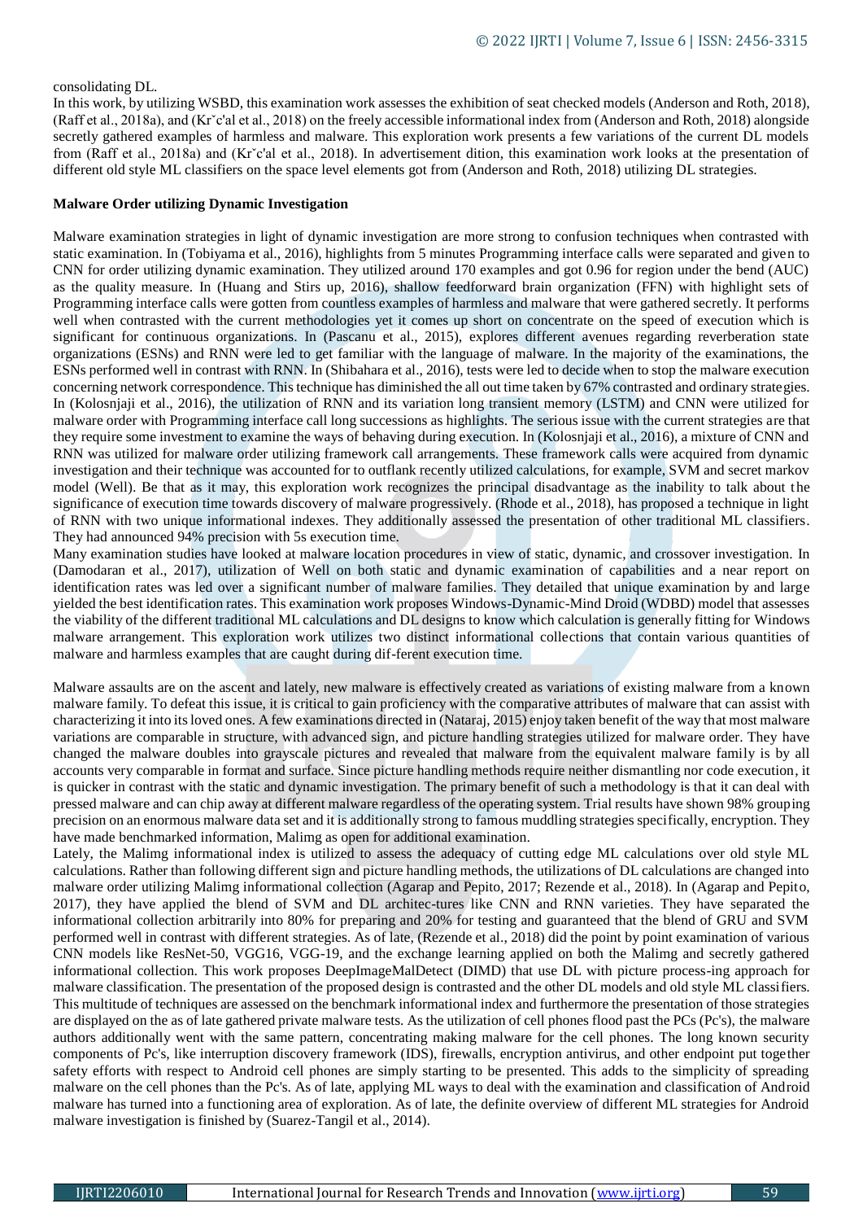consolidating DL.

In this work, by utilizing WSBD, this examination work assesses the exhibition of seat checked models (Anderson and Roth, 2018), (Raff et al., 2018a), and (Krˇc'al et al., 2018) on the freely accessible informational index from (Anderson and Roth, 2018) alongside secretly gathered examples of harmless and malware. This exploration work presents a few variations of the current DL models from (Raff et al., 2018a) and (Krˇc'al et al., 2018). In advertisement dition, this examination work looks at the presentation of different old style ML classifiers on the space level elements got from (Anderson and Roth, 2018) utilizing DL strategies.

**Malware Order utilizing Dynamic Investigation**

Malware examination strategies in light of dynamic investigation are more strong to confusion techniques when contrasted with static examination. In (Tobiyama et al., 2016), highlights from 5 minutes Programming interface calls were separated and given to CNN for order utilizing dynamic examination. They utilized around 170 examples and got 0.96 for region under the bend (AUC) as the quality measure. In (Huang and Stirs up, 2016), shallow feedforward brain organization (FFN) with highlight sets of Programming interface calls were gotten from countless examples of harmless and malware that were gathered secretly. It performs well when contrasted with the current methodologies yet it comes up short on concentrate on the speed of execution which is significant for continuous organizations. In (Pascanu et al., 2015), explores different avenues regarding reverberation state organizations (ESNs) and RNN were led to get familiar with the language of malware. In the majority of the examinations, the ESNs performed well in contrast with RNN. In (Shibahara et al., 2016), tests were led to decide when to stop the malware execution concerning network correspondence. This technique has diminished the all out time taken by 67% contrasted and ordinary strategies. In (Kolosnjaji et al., 2016), the utilization of RNN and its variation long transient memory (LSTM) and CNN were utilized for malware order with Programming interface call long successions as highlights. The serious issue with the current strategies are that they require some investment to examine the ways of behaving during execution. In (Kolosnjaji et al., 2016), a mixture of CNN and RNN was utilized for malware order utilizing framework call arrangements. These framework calls were acquired from dynamic investigation and their technique was accounted for to outflank recently utilized calculations, for example, SVM and secret markov model (Well). Be that as it may, this exploration work recognizes the principal disadvantage as the inability to talk about the significance of execution time towards discovery of malware progressively. (Rhode et al., 2018), has proposed a technique in light of RNN with two unique informational indexes. They additionally assessed the presentation of other traditional ML classifiers. They had announced 94% precision with 5s execution time.

Many examination studies have looked at malware location procedures in view of static, dynamic, and crossover investigation. In (Damodaran et al., 2017), utilization of Well on both static and dynamic examination of capabilities and a near report on identification rates was led over a significant number of malware families. They detailed that unique examination by and large yielded the best identification rates. This examination work proposes Windows-Dynamic-Mind Droid (WDBD) model that assesses the viability of the different traditional ML calculations and DL designs to know which calculation is generally fitting for Windows malware arrangement. This exploration work utilizes two distinct informational collections that contain various quantities of malware and harmless examples that are caught during dif-ferent execution time.

Malware assaults are on the ascent and lately, new malware is effectively created as variations of existing malware from a known malware family. To defeat this issue, it is critical to gain proficiency with the comparative attributes of malware that can assist with characterizing it into its loved ones. A few examinations directed in (Nataraj, 2015) enjoy taken benefit of the way that most malware variations are comparable in structure, with advanced sign, and picture handling strategies utilized for malware order. They have changed the malware doubles into grayscale pictures and revealed that malware from the equivalent malware family is by all accounts very comparable in format and surface. Since picture handling methods require neither dismantling nor code execution, it is quicker in contrast with the static and dynamic investigation. The primary benefit of such a methodology is that it can deal with pressed malware and can chip away at different malware regardless of the operating system. Trial results have shown 98% grouping precision on an enormous malware data set and it is additionally strong to famous muddling strategies specifically, encryption. They have made benchmarked information, Malimg as open for additional examination.

Lately, the Malimg informational index is utilized to assess the adequacy of cutting edge ML calculations over old style ML calculations. Rather than following different sign and picture handling methods, the utilizations of DL calculations are changed into malware order utilizing Malimg informational collection (Agarap and Pepito, 2017; Rezende et al., 2018). In (Agarap and Pepito, 2017), they have applied the blend of SVM and DL architec-tures like CNN and RNN varieties. They have separated the informational collection arbitrarily into 80% for preparing and 20% for testing and guaranteed that the blend of GRU and SVM performed well in contrast with different strategies. As of late, (Rezende et al., 2018) did the point by point examination of various CNN models like ResNet-50, VGG16, VGG-19, and the exchange learning applied on both the Malimg and secretly gathered informational collection. This work proposes DeepImageMalDetect (DIMD) that use DL with picture process-ing approach for malware classification. The presentation of the proposed design is contrasted and the other DL models and old style ML classifiers. This multitude of techniques are assessed on the benchmark informational index and furthermore the presentation of those strategies are displayed on the as of late gathered private malware tests. As the utilization of cell phones flood past the PCs (Pc's), the malware authors additionally went with the same pattern, concentrating making malware for the cell phones. The long known security components of Pc's, like interruption discovery framework (IDS), firewalls, encryption antivirus, and other endpoint put together safety efforts with respect to Android cell phones are simply starting to be presented. This adds to the simplicity of spreading malware on the cell phones than the Pc's. As of late, applying ML ways to deal with the examination and classification of Android malware has turned into a functioning area of exploration. As of late, the definite overview of different ML strategies for Android malware investigation is finished by (Suarez-Tangil et al., 2014).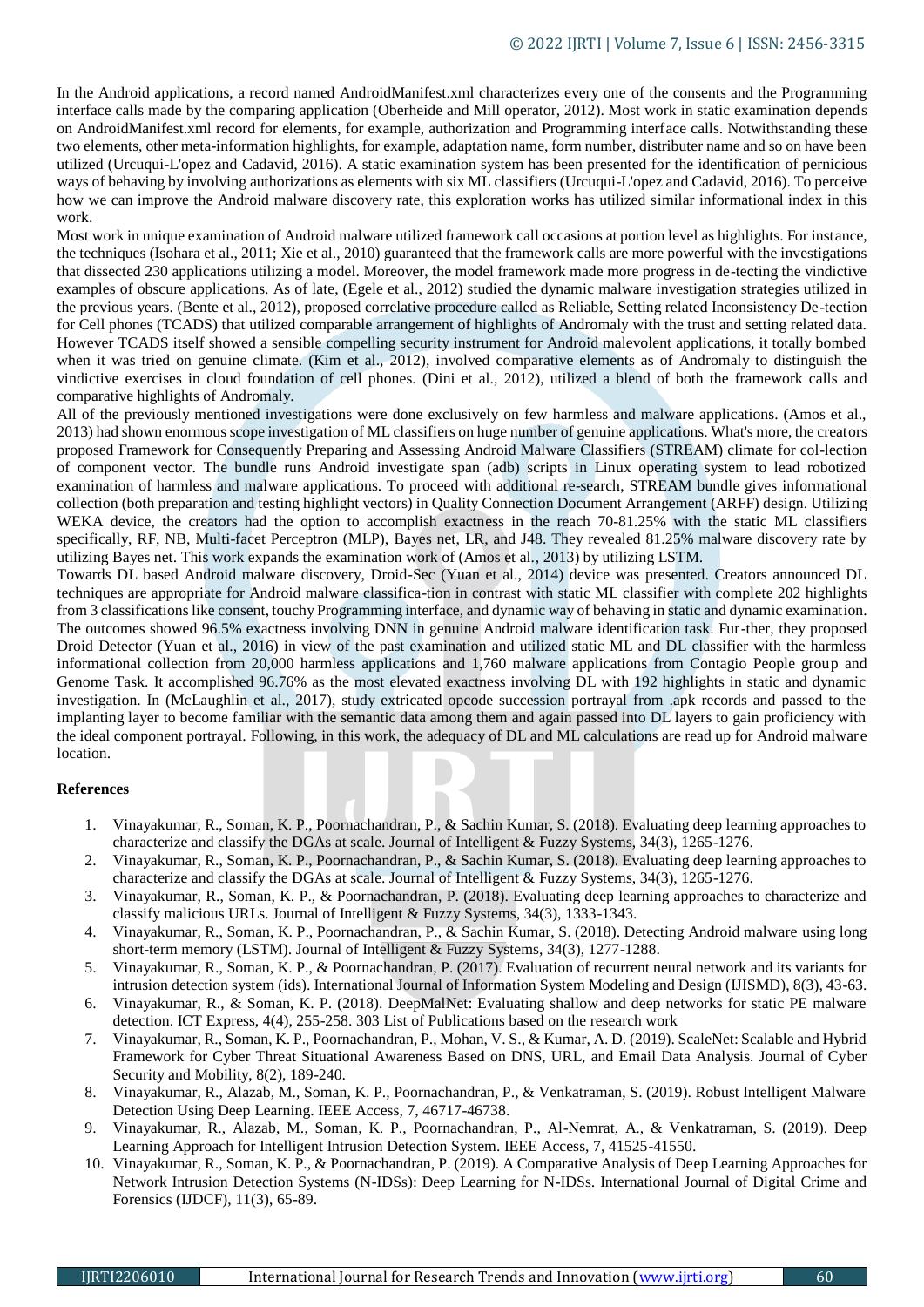In the Android applications, a record named AndroidManifest.xml characterizes every one of the consents and the Programming interface calls made by the comparing application (Oberheide and Mill operator, 2012). Most work in static examination depends on AndroidManifest.xml record for elements, for example, authorization and Programming interface calls. Notwithstanding these two elements, other meta-information highlights, for example, adaptation name, form number, distributer name and so on have been utilized (Urcuqui-L'opez and Cadavid, 2016). A static examination system has been presented for the identification of pernicious ways of behaving by involving authorizations as elements with six ML classifiers (Urcuqui-L'opez and Cadavid, 2016). To perceive how we can improve the Android malware discovery rate, this exploration works has utilized similar informational index in this work.

Most work in unique examination of Android malware utilized framework call occasions at portion level as highlights. For instance, the techniques (Isohara et al., 2011; Xie et al., 2010) guaranteed that the framework calls are more powerful with the investigations that dissected 230 applications utilizing a model. Moreover, the model framework made more progress in de-tecting the vindictive examples of obscure applications. As of late, (Egele et al., 2012) studied the dynamic malware investigation strategies utilized in the previous years. (Bente et al., 2012), proposed correlative procedure called as Reliable, Setting related Inconsistency De-tection for Cell phones (TCADS) that utilized comparable arrangement of highlights of Andromaly with the trust and setting related data. However TCADS itself showed a sensible compelling security instrument for Android malevolent applications, it totally bombed when it was tried on genuine climate. (Kim et al., 2012), involved comparative elements as of Andromaly to distinguish the vindictive exercises in cloud foundation of cell phones. (Dini et al., 2012), utilized a blend of both the framework calls and comparative highlights of Andromaly.

All of the previously mentioned investigations were done exclusively on few harmless and malware applications. (Amos et al., 2013) had shown enormous scope investigation of ML classifiers on huge number of genuine applications. What's more, the creators proposed Framework for Consequently Preparing and Assessing Android Malware Classifiers (STREAM) climate for col-lection of component vector. The bundle runs Android investigate span (adb) scripts in Linux operating system to lead robotized examination of harmless and malware applications. To proceed with additional re-search, STREAM bundle gives informational collection (both preparation and testing highlight vectors) in Quality Connection Document Arrangement (ARFF) design. Utilizing WEKA device, the creators had the option to accomplish exactness in the reach 70-81.25% with the static ML classifiers specifically, RF, NB, Multi-facet Perceptron (MLP), Bayes net, LR, and J48. They revealed 81.25% malware discovery rate by utilizing Bayes net. This work expands the examination work of (Amos et al., 2013) by utilizing LSTM.

Towards DL based Android malware discovery, Droid-Sec (Yuan et al., 2014) device was presented. Creators announced DL techniques are appropriate for Android malware classifica-tion in contrast with static ML classifier with complete 202 highlights from 3 classifications like consent, touchy Programming interface, and dynamic way of behaving in static and dynamic examination. The outcomes showed 96.5% exactness involving DNN in genuine Android malware identification task. Fur-ther, they proposed Droid Detector (Yuan et al., 2016) in view of the past examination and utilized static ML and DL classifier with the harmless informational collection from 20,000 harmless applications and 1,760 malware applications from Contagio People group and Genome Task. It accomplished 96.76% as the most elevated exactness involving DL with 192 highlights in static and dynamic investigation. In (McLaughlin et al., 2017), study extricated opcode succession portrayal from .apk records and passed to the implanting layer to become familiar with the semantic data among them and again passed into DL layers to gain proficiency with the ideal component portrayal. Following, in this work, the adequacy of DL and ML calculations are read up for Android malware location.

**References**

1. Vinayakumar, R., Soman, K. P., Poornachandran, P., & Sachin Kumar, S. (2018). Evaluating deep learning approaches to characterize and classify the DGAs at scale. Journal of Intelligent & Fuzzy Systems, 34(3), 1265-1276.
2. Vinayakumar, R., Soman, K. P., Poornachandran, P., & Sachin Kumar, S. (2018). Evaluating deep learning approaches to characterize and classify the DGAs at scale. Journal of Intelligent & Fuzzy Systems, 34(3), 1265-1276.
3. Vinayakumar, R., Soman, K. P., & Poornachandran, P. (2018). Evaluating deep learning approaches to characterize and classify malicious URLs. Journal of Intelligent & Fuzzy Systems, 34(3), 1333-1343.
4. Vinayakumar, R., Soman, K. P., Poornachandran, P., & Sachin Kumar, S. (2018). Detecting Android malware using long short-term memory (LSTM). Journal of Intelligent & Fuzzy Systems, 34(3), 1277-1288.
5. Vinayakumar, R., Soman, K. P., & Poornachandran, P. (2017). Evaluation of recurrent neural network and its variants for intrusion detection system (ids). International Journal of Information System Modeling and Design (IJISMD), 8(3), 43-63.
6. Vinayakumar, R., & Soman, K. P. (2018). DeepMalNet: Evaluating shallow and deep networks for static PE malware detection. ICT Express, 4(4), 255-258. 303 List of Publications based on the research work
7. Vinayakumar, R., Soman, K. P., Poornachandran, P., Mohan, V. S., & Kumar, A. D. (2019). ScaleNet: Scalable and Hybrid Framework for Cyber Threat Situational Awareness Based on DNS, URL, and Email Data Analysis. Journal of Cyber Security and Mobility, 8(2), 189-240.
8. Vinayakumar, R., Alazab, M., Soman, K. P., Poornachandran, P., & Venkatraman, S. (2019). Robust Intelligent Malware Detection Using Deep Learning. IEEE Access, 7, 46717-46738.
9. Vinayakumar, R., Alazab, M., Soman, K. P., Poornachandran, P., Al-Nemrat, A., & Venkatraman, S. (2019). Deep Learning Approach for Intelligent Intrusion Detection System. IEEE Access, 7, 41525-41550.
10. Vinayakumar, R., Soman, K. P., & Poornachandran, P. (2019). A Comparative Analysis of Deep Learning Approaches for Network Intrusion Detection Systems (N-IDSs): Deep Learning for N-IDSs. International Journal of Digital Crime and Forensics (IJDCF), 11(3), 65-89.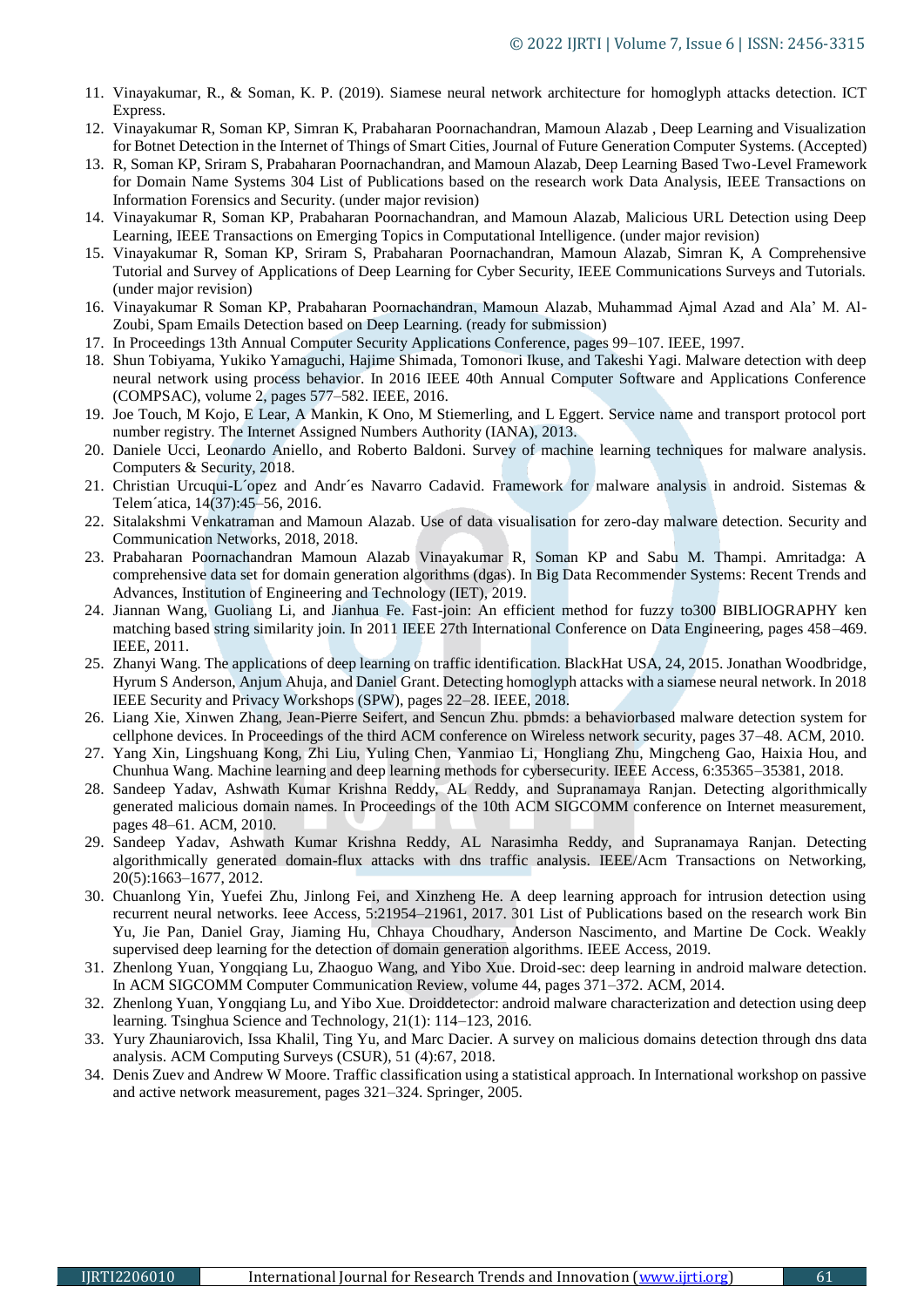11. Vinayakumar, R., & Soman, K. P. (2019). Siamese neural network architecture for homoglyph attacks detection. ICT Express.
12. Vinayakumar R, Soman KP, Simran K, Prabaharan Poornachandran, Mamoun Alazab , Deep Learning and Visualization for Botnet Detection in the Internet of Things of Smart Cities, Journal of Future Generation Computer Systems. (Accepted)
13. R, Soman KP, Sriram S, Prabaharan Poornachandran, and Mamoun Alazab, Deep Learning Based Two-Level Framework for Domain Name Systems 304 List of Publications based on the research work Data Analysis, IEEE Transactions on Information Forensics and Security. (under major revision)
14. Vinayakumar R, Soman KP, Prabaharan Poornachandran, and Mamoun Alazab, Malicious URL Detection using Deep Learning, IEEE Transactions on Emerging Topics in Computational Intelligence. (under major revision)
15. Vinayakumar R, Soman KP, Sriram S, Prabaharan Poornachandran, Mamoun Alazab, Simran K, A Comprehensive Tutorial and Survey of Applications of Deep Learning for Cyber Security, IEEE Communications Surveys and Tutorials. (under major revision)
16. Vinayakumar R Soman KP, Prabaharan Poornachandran, Mamoun Alazab, Muhammad Ajmal Azad and Ala' M. Al-Zoubi, Spam Emails Detection based on Deep Learning. (ready for submission)
17. In Proceedings 13th Annual Computer Security Applications Conference, pages 99–107. IEEE, 1997.
18. Shun Tobiyama, Yukiko Yamaguchi, Hajime Shimada, Tomonori Ikuse, and Takeshi Yagi. Malware detection with deep neural network using process behavior. In 2016 IEEE 40th Annual Computer Software and Applications Conference (COMPSAC), volume 2, pages 577–582. IEEE, 2016.
19. Joe Touch, M Kojo, E Lear, A Mankin, K Ono, M Stiemerling, and L Eggert. Service name and transport protocol port number registry. The Internet Assigned Numbers Authority (IANA), 2013.
20. Daniele Ucci, Leonardo Aniello, and Roberto Baldoni. Survey of machine learning techniques for malware analysis. Computers & Security, 2018.
21. Christian Urcuqui-L´opez and Andr´es Navarro Cadavid. Framework for malware analysis in android. Sistemas & Telem´atica, 14(37):45–56, 2016.
22. Sitalakshmi Venkatraman and Mamoun Alazab. Use of data visualisation for zero-day malware detection. Security and Communication Networks, 2018, 2018.
23. Prabaharan Poornachandran Mamoun Alazab Vinayakumar R, Soman KP and Sabu M. Thampi. Amritadga: A comprehensive data set for domain generation algorithms (dgas). In Big Data Recommender Systems: Recent Trends and Advances, Institution of Engineering and Technology (IET), 2019.
24. Jiannan Wang, Guoliang Li, and Jianhua Fe. Fast-join: An efficient method for fuzzy to300 BIBLIOGRAPHY ken matching based string similarity join. In 2011 IEEE 27th International Conference on Data Engineering, pages 458–469. IEEE, 2011.
25. Zhanyi Wang. The applications of deep learning on traffic identification. BlackHat USA, 24, 2015. Jonathan Woodbridge, Hyrum S Anderson, Anjum Ahuja, and Daniel Grant. Detecting homoglyph attacks with a siamese neural network. In 2018 IEEE Security and Privacy Workshops (SPW), pages 22–28. IEEE, 2018.
26. Liang Xie, Xinwen Zhang, Jean-Pierre Seifert, and Sencun Zhu. pbmds: a behaviorbased malware detection system for cellphone devices. In Proceedings of the third ACM conference on Wireless network security, pages 37–48. ACM, 2010.
27. Yang Xin, Lingshuang Kong, Zhi Liu, Yuling Chen, Yanmiao Li, Hongliang Zhu, Mingcheng Gao, Haixia Hou, and Chunhua Wang. Machine learning and deep learning methods for cybersecurity. IEEE Access, 6:35365–35381, 2018.
28. Sandeep Yadav, Ashwath Kumar Krishna Reddy, AL Reddy, and Supranamaya Ranjan. Detecting algorithmically generated malicious domain names. In Proceedings of the 10th ACM SIGCOMM conference on Internet measurement, pages 48–61. ACM, 2010.
29. Sandeep Yadav, Ashwath Kumar Krishna Reddy, AL Narasimha Reddy, and Supranamaya Ranjan. Detecting algorithmically generated domain-flux attacks with dns traffic analysis. IEEE/Acm Transactions on Networking, 20(5):1663–1677, 2012.
30. Chuanlong Yin, Yuefei Zhu, Jinlong Fei, and Xinzheng He. A deep learning approach for intrusion detection using recurrent neural networks. Ieee Access, 5:21954–21961, 2017. 301 List of Publications based on the research work Bin Yu, Jie Pan, Daniel Gray, Jiaming Hu, Chhaya Choudhary, Anderson Nascimento, and Martine De Cock. Weakly supervised deep learning for the detection of domain generation algorithms. IEEE Access, 2019.
31. Zhenlong Yuan, Yongqiang Lu, Zhaoguo Wang, and Yibo Xue. Droid-sec: deep learning in android malware detection. In ACM SIGCOMM Computer Communication Review, volume 44, pages 371–372. ACM, 2014.
32. Zhenlong Yuan, Yongqiang Lu, and Yibo Xue. Droiddetector: android malware characterization and detection using deep learning. Tsinghua Science and Technology, 21(1): 114–123, 2016.
33. Yury Zhauniarovich, Issa Khalil, Ting Yu, and Marc Dacier. A survey on malicious domains detection through dns data analysis. ACM Computing Surveys (CSUR), 51 (4):67, 2018.
34. Denis Zuev and Andrew W Moore. Traffic classification using a statistical approach. In International workshop on passive and active network measurement, pages 321–324. Springer, 2005.